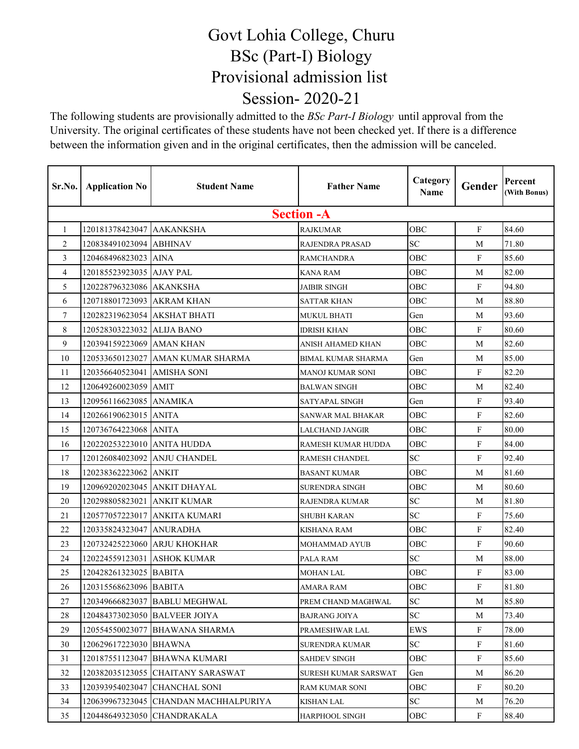# Govt Lohia College, Churu

## BSc (Part-I) Biology

## Provisional admission list

## Session- 2020-21

The following students are provisionally admitted to the *BSc Part-I Biology* until approval from the University. The original certificates of these students have not been checked yet. If there is a difference between the information given and in the original certificates, then the admission will be canceled.

| Sr.No. | Application No | Student Name | Father Name | Category Name | Gender | Percent (With Bonus) |
|---|---|---|---|---|---|---|
| **Section -A** | | | | | | |
| 1 | 120181378423047 | AAKANKSHA | RAJKUMAR | OBC | F | 84.60 |
| 2 | 120838491023094 | ABHINAV | RAJENDRA PRASAD | SC | M | 71.80 |
| 3 | 120468496823023 | AINA | RAMCHANDRA | OBC | F | 85.60 |
| 4 | 120185523923035 | AJAY PAL | KANA RAM | OBC | M | 82.00 |
| 5 | 120228796323086 | AKANKSHA | JAIBIR SINGH | OBC | F | 94.80 |
| 6 | 120718801723093 | AKRAM KHAN | SATTAR KHAN | OBC | M | 88.80 |
| 7 | 120282319623054 | AKSHAT BHATI | MUKUL BHATI | Gen | M | 93.60 |
| 8 | 120528303223032 | ALIJA BANO | IDRISH KHAN | OBC | F | 80.60 |
| 9 | 120394159223069 | AMAN KHAN | ANISH AHAMED KHAN | OBC | M | 82.60 |
| 10 | 120533650123027 | AMAN KUMAR SHARMA | BIMAL KUMAR SHARMA | Gen | M | 85.00 |
| 11 | 120356640523041 | AMISHA SONI | MANOJ KUMAR SONI | OBC | F | 82.20 |
| 12 | 120649260023059 | AMIT | BALWAN SINGH | OBC | M | 82.40 |
| 13 | 120956116623085 | ANAMIKA | SATYAPAL SINGH | Gen | F | 93.40 |
| 14 | 120266190623015 | ANITA | SANWAR MAL BHAKAR | OBC | F | 82.60 |
| 15 | 120736764223068 | ANITA | LALCHAND JANGIR | OBC | F | 80.00 |
| 16 | 120220253223010 | ANITA HUDDA | RAMESH KUMAR HUDDA | OBC | F | 84.00 |
| 17 | 120126084023092 | ANJU CHANDEL | RAMESH CHANDEL | SC | F | 92.40 |
| 18 | 120238362223062 | ANKIT | BASANT KUMAR | OBC | M | 81.60 |
| 19 | 120969202023045 | ANKIT DHAYAL | SURENDRA SINGH | OBC | M | 80.60 |
| 20 | 120298805823021 | ANKIT KUMAR | RAJENDRA KUMAR | SC | M | 81.80 |
| 21 | 120577057223017 | ANKITA KUMARI | SHUBH KARAN | SC | F | 75.60 |
| 22 | 120335824323047 | ANURADHA | KISHANA RAM | OBC | F | 82.40 |
| 23 | 120732425223060 | ARJU KHOKHAR | MOHAMMAD AYUB | OBC | F | 90.60 |
| 24 | 120224559123031 | ASHOK KUMAR | PALA RAM | SC | M | 88.00 |
| 25 | 120428261323025 | BABITA | MOHAN LAL | OBC | F | 83.00 |
| 26 | 120315568623096 | BABITA | AMARA RAM | OBC | F | 81.80 |
| 27 | 120349666823037 | BABLU MEGHWAL | PREM CHAND MAGHWAL | SC | M | 85.80 |
| 28 | 120484373023050 | BALVEER JOIYA | BAJRANG JOIYA | SC | M | 73.40 |
| 29 | 120554550023077 | BHAWANA SHARMA | PRAMESHWAR LAL | EWS | F | 78.00 |
| 30 | 120629617223030 | BHAWNA | SURENDRA KUMAR | SC | F | 81.60 |
| 31 | 120187551123047 | BHAWNA KUMARI | SAHDEV SINGH | OBC | F | 85.60 |
| 32 | 120382035123055 | CHAITANY SARASWAT | SURESH KUMAR SARSWAT | Gen | M | 86.20 |
| 33 | 120393954023047 | CHANCHAL SONI | RAM KUMAR SONI | OBC | F | 80.20 |
| 34 | 120639967323045 | CHANDAN MACHHALPURIYA | KISHAN LAL | SC | M | 76.20 |
| 35 | 120448649323050 | CHANDRAKALA | HARPHOOL SINGH | OBC | F | 88.40 |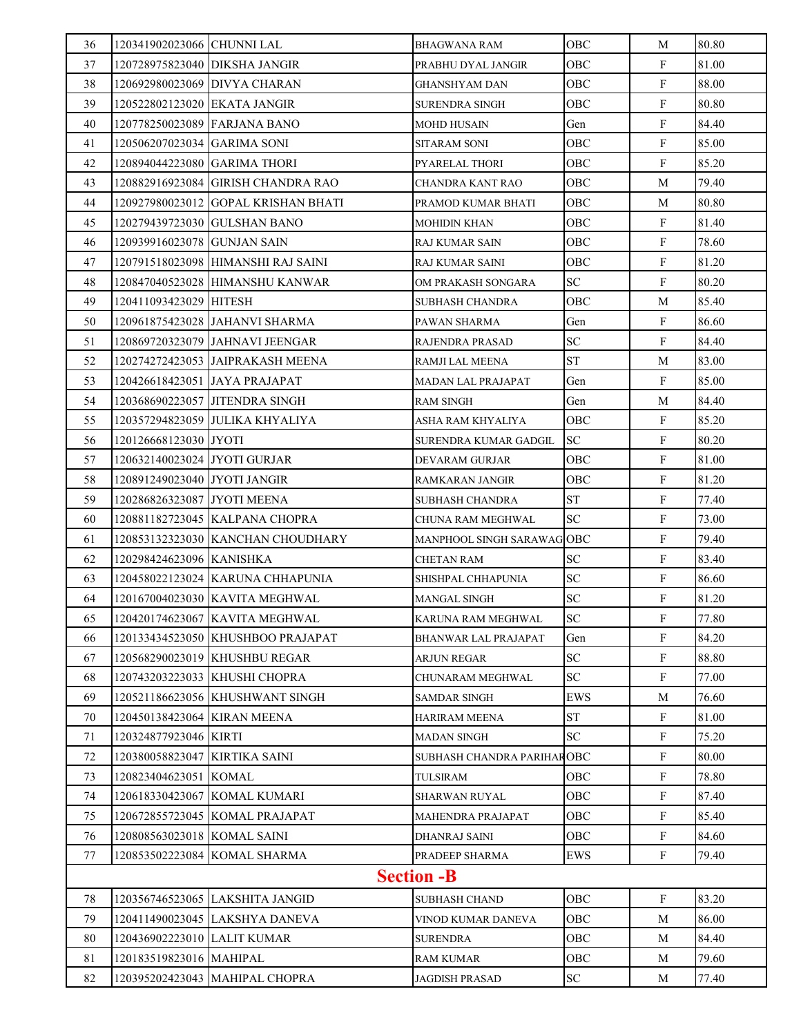| 36 | 120341902023066 | CHUNNI LAL | BHAGWANA RAM | OBC | M | 80.80 |
|---|---|---|---|---|---|---|
| 37 | 120728975823040 | DIKSHA JANGIR | PRABHU DYAL JANGIR | OBC | F | 81.00 |
| 38 | 120692980023069 | DIVYA CHARAN | GHANSHYAM DAN | OBC | F | 88.00 |
| 39 | 120522802123020 | EKATA JANGIR | SURENDRA SINGH | OBC | F | 80.80 |
| 40 | 120778250023089 | FARJANA BANO | MOHD HUSAIN | Gen | F | 84.40 |
| 41 | 120506207023034 | GARIMA SONI | SITARAM SONI | OBC | F | 85.00 |
| 42 | 120894044223080 | GARIMA THORI | PYARELAL THORI | OBC | F | 85.20 |
| 43 | 120882916923084 | GIRISH CHANDRA RAO | CHANDRA KANT RAO | OBC | M | 79.40 |
| 44 | 120927980023012 | GOPAL KRISHAN BHATI | PRAMOD KUMAR BHATI | OBC | M | 80.80 |
| 45 | 120279439723030 | GULSHAN BANO | MOHIDIN KHAN | OBC | F | 81.40 |
| 46 | 120939916023078 | GUNJAN SAIN | RAJ KUMAR SAIN | OBC | F | 78.60 |
| 47 | 120791518023098 | HIMANSHI RAJ SAINI | RAJ KUMAR SAINI | OBC | F | 81.20 |
| 48 | 120847040523028 | HIMANSHU KANWAR | OM PRAKASH SONGARA | SC | F | 80.20 |
| 49 | 120411093423029 | HITESH | SUBHASH CHANDRA | OBC | M | 85.40 |
| 50 | 120961875423028 | JAHANVI SHARMA | PAWAN SHARMA | Gen | F | 86.60 |
| 51 | 120869720323079 | JAHNAVI JEENGAR | RAJENDRA PRASAD | SC | F | 84.40 |
| 52 | 120274272423053 | JAIPRAKASH MEENA | RAMJI LAL MEENA | ST | M | 83.00 |
| 53 | 120426618423051 | JAYA PRAJAPAT | MADAN LAL PRAJAPAT | Gen | F | 85.00 |
| 54 | 120368690223057 | JITENDRA SINGH | RAM SINGH | Gen | M | 84.40 |
| 55 | 120357294823059 | JULIKA KHYALIYA | ASHA RAM KHYALIYA | OBC | F | 85.20 |
| 56 | 120126668123030 | JYOTI | SURENDRA KUMAR GADGIL | SC | F | 80.20 |
| 57 | 120632140023024 | JYOTI GURJAR | DEVARAM GURJAR | OBC | F | 81.00 |
| 58 | 120891249023040 | JYOTI JANGIR | RAMKARAN JANGIR | OBC | F | 81.20 |
| 59 | 120286826323087 | JYOTI MEENA | SUBHASH CHANDRA | ST | F | 77.40 |
| 60 | 120881182723045 | KALPANA CHOPRA | CHUNA RAM MEGHWAL | SC | F | 73.00 |
| 61 | 120853132323030 | KANCHAN CHOUDHARY | MANPHOOL SINGH SARAWAG | OBC | F | 79.40 |
| 62 | 120298424623096 | KANISHKA | CHETAN RAM | SC | F | 83.40 |
| 63 | 120458022123024 | KARUNA CHHAPUNIA | SHISHPAL CHHAPUNIA | SC | F | 86.60 |
| 64 | 120167004023030 | KAVITA MEGHWAL | MANGAL SINGH | SC | F | 81.20 |
| 65 | 120420174623067 | KAVITA MEGHWAL | KARUNA RAM MEGHWAL | SC | F | 77.80 |
| 66 | 120133434523050 | KHUSHBOO PRAJAPAT | BHANWAR LAL PRAJAPAT | Gen | F | 84.20 |
| 67 | 120568290023019 | KHUSHBU REGAR | ARJUN REGAR | SC | F | 88.80 |
| 68 | 120743203223033 | KHUSHI CHOPRA | CHUNARAM MEGHWAL | SC | F | 77.00 |
| 69 | 120521186623056 | KHUSHWANT SINGH | SAMDAR SINGH | EWS | M | 76.60 |
| 70 | 120450138423064 | KIRAN MEENA | HARIRAM MEENA | ST | F | 81.00 |
| 71 | 120324877923046 | KIRTI | MADAN SINGH | SC | F | 75.20 |
| 72 | 120380058823047 | KIRTIKA SAINI | SUBHASH CHANDRA PARIHAR | OBC | F | 80.00 |
| 73 | 120823404623051 | KOMAL | TULSIRAM | OBC | F | 78.80 |
| 74 | 120618330423067 | KOMAL KUMARI | SHARWAN RUYAL | OBC | F | 87.40 |
| 75 | 120672855723045 | KOMAL PRAJAPAT | MAHENDRA PRAJAPAT | OBC | F | 85.40 |
| 76 | 120808563023018 | KOMAL SAINI | DHANRAJ SAINI | OBC | F | 84.60 |
| 77 | 120853502223084 | KOMAL SHARMA | PRADEEP SHARMA | EWS | F | 79.40 |
| **Section -B** | | | | | | |
| 78 | 120356746523065 | LAKSHITA JANGID | SUBHASH CHAND | OBC | F | 83.20 |
| 79 | 120411490023045 | LAKSHYA DANEVA | VINOD KUMAR DANEVA | OBC | M | 86.00 |
| 80 | 120436902223010 | LALIT KUMAR | SURENDRA | OBC | M | 84.40 |
| 81 | 120183519823016 | MAHIPAL | RAM KUMAR | OBC | M | 79.60 |
| 82 | 120395202423043 | MAHIPAL CHOPRA | JAGDISH PRASAD | SC | M | 77.40 |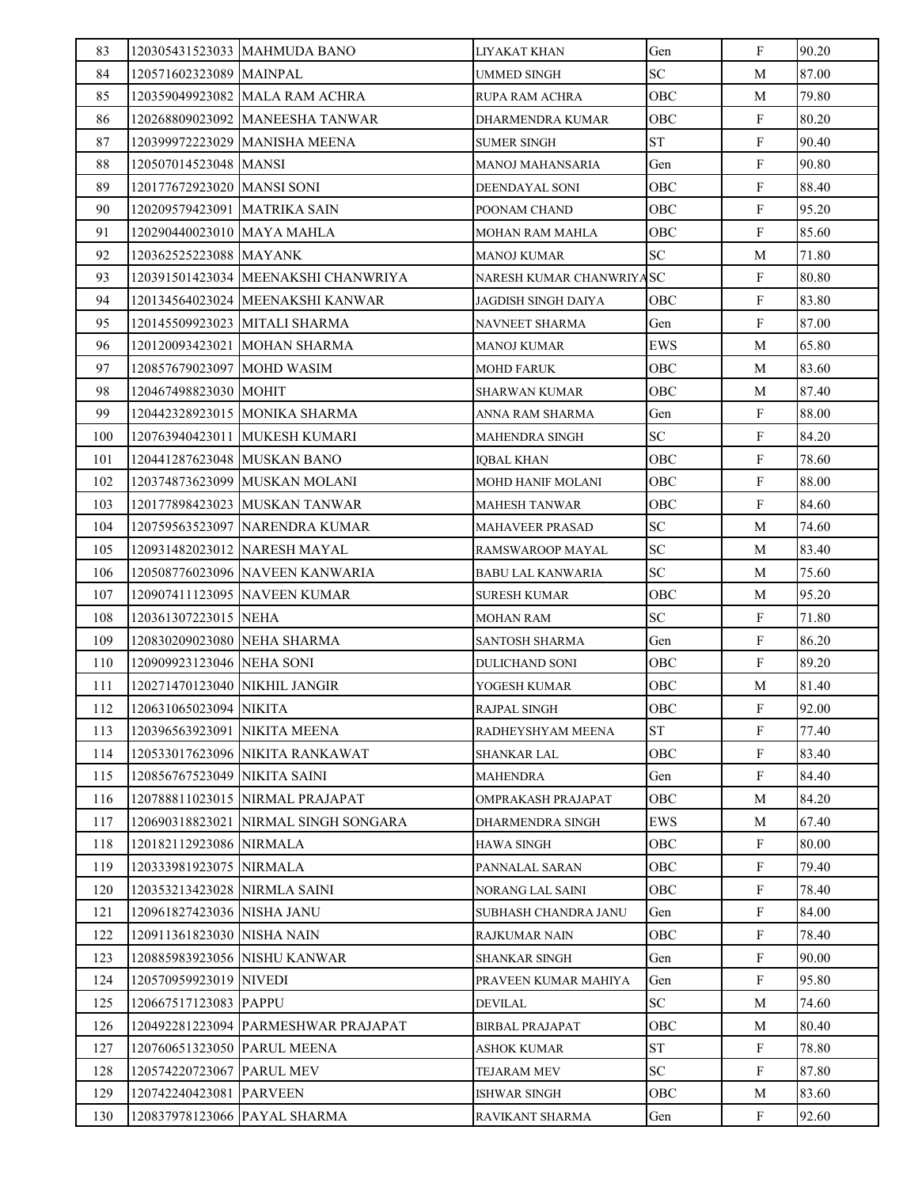| 83 | 120305431523033 | MAHMUDA BANO | LIYAKAT KHAN | Gen | F | 90.20 |
|---|---|---|---|---|---|---|
| 84 | 120571602323089 | MAINPAL | UMMED SINGH | SC | M | 87.00 |
| 85 | 120359049923082 | MALA RAM ACHRA | RUPA RAM ACHRA | OBC | M | 79.80 |
| 86 | 120268809023092 | MANEESHA TANWAR | DHARMENDRA KUMAR | OBC | F | 80.20 |
| 87 | 120399972223029 | MANISHA MEENA | SUMER SINGH | ST | F | 90.40 |
| 88 | 120507014523048 | MANSI | MANOJ MAHANSARIA | Gen | F | 90.80 |
| 89 | 120177672923020 | MANSI SONI | DEENDAYAL SONI | OBC | F | 88.40 |
| 90 | 120209579423091 | MATRIKA SAIN | POONAM CHAND | OBC | F | 95.20 |
| 91 | 120290440023010 | MAYA MAHLA | MOHAN RAM MAHLA | OBC | F | 85.60 |
| 92 | 120362525223088 | MAYANK | MANOJ KUMAR | SC | M | 71.80 |
| 93 | 120391501423034 | MEENAKSHI CHANWRIYA | NARESH KUMAR CHANWRIYA | SC | F | 80.80 |
| 94 | 120134564023024 | MEENAKSHI KANWAR | JAGDISH SINGH DAIYA | OBC | F | 83.80 |
| 95 | 120145509923023 | MITALI SHARMA | NAVNEET SHARMA | Gen | F | 87.00 |
| 96 | 120120093423021 | MOHAN SHARMA | MANOJ KUMAR | EWS | M | 65.80 |
| 97 | 120857679023097 | MOHD WASIM | MOHD FARUK | OBC | M | 83.60 |
| 98 | 120467498823030 | MOHIT | SHARWAN KUMAR | OBC | M | 87.40 |
| 99 | 120442328923015 | MONIKA SHARMA | ANNA RAM SHARMA | Gen | F | 88.00 |
| 100 | 120763940423011 | MUKESH KUMARI | MAHENDRA SINGH | SC | F | 84.20 |
| 101 | 120441287623048 | MUSKAN BANO | IQBAL KHAN | OBC | F | 78.60 |
| 102 | 120374873623099 | MUSKAN MOLANI | MOHD HANIF MOLANI | OBC | F | 88.00 |
| 103 | 120177898423023 | MUSKAN TANWAR | MAHESH TANWAR | OBC | F | 84.60 |
| 104 | 120759563523097 | NARENDRA KUMAR | MAHAVEER PRASAD | SC | M | 74.60 |
| 105 | 120931482023012 | NARESH MAYAL | RAMSWAROOP MAYAL | SC | M | 83.40 |
| 106 | 120508776023096 | NAVEEN KANWARIA | BABU LAL KANWARIA | SC | M | 75.60 |
| 107 | 120907411123095 | NAVEEN KUMAR | SURESH KUMAR | OBC | M | 95.20 |
| 108 | 120361307223015 | NEHA | MOHAN RAM | SC | F | 71.80 |
| 109 | 120830209023080 | NEHA SHARMA | SANTOSH SHARMA | Gen | F | 86.20 |
| 110 | 120909923123046 | NEHA SONI | DULICHAND SONI | OBC | F | 89.20 |
| 111 | 120271470123040 | NIKHIL JANGIR | YOGESH KUMAR | OBC | M | 81.40 |
| 112 | 120631065023094 | NIKITA | RAJPAL SINGH | OBC | F | 92.00 |
| 113 | 120396563923091 | NIKITA MEENA | RADHEYSHYAM MEENA | ST | F | 77.40 |
| 114 | 120533017623096 | NIKITA RANKAWAT | SHANKAR LAL | OBC | F | 83.40 |
| 115 | 120856767523049 | NIKITA SAINI | MAHENDRA | Gen | F | 84.40 |
| 116 | 120788811023015 | NIRMAL PRAJAPAT | OMPRAKASH PRAJAPAT | OBC | M | 84.20 |
| 117 | 120690318823021 | NIRMAL SINGH SONGARA | DHARMENDRA SINGH | EWS | M | 67.40 |
| 118 | 120182112923086 | NIRMALA | HAWA SINGH | OBC | F | 80.00 |
| 119 | 120333981923075 | NIRMALA | PANNALAL SARAN | OBC | F | 79.40 |
| 120 | 120353213423028 | NIRMLA SAINI | NORANG LAL SAINI | OBC | F | 78.40 |
| 121 | 120961827423036 | NISHA JANU | SUBHASH CHANDRA JANU | Gen | F | 84.00 |
| 122 | 120911361823030 | NISHA NAIN | RAJKUMAR NAIN | OBC | F | 78.40 |
| 123 | 120885983923056 | NISHU KANWAR | SHANKAR SINGH | Gen | F | 90.00 |
| 124 | 120570959923019 | NIVEDI | PRAVEEN KUMAR MAHIYA | Gen | F | 95.80 |
| 125 | 120667517123083 | PAPPU | DEVILAL | SC | M | 74.60 |
| 126 | 120492281223094 | PARMESHWAR PRAJAPAT | BIRBAL PRAJAPAT | OBC | M | 80.40 |
| 127 | 120760651323050 | PARUL MEENA | ASHOK KUMAR | ST | F | 78.80 |
| 128 | 120574220723067 | PARUL MEV | TEJARAM MEV | SC | F | 87.80 |
| 129 | 120742240423081 | PARVEEN | ISHWAR SINGH | OBC | M | 83.60 |
| 130 | 120837978123066 | PAYAL SHARMA | RAVIKANT SHARMA | Gen | F | 92.60 |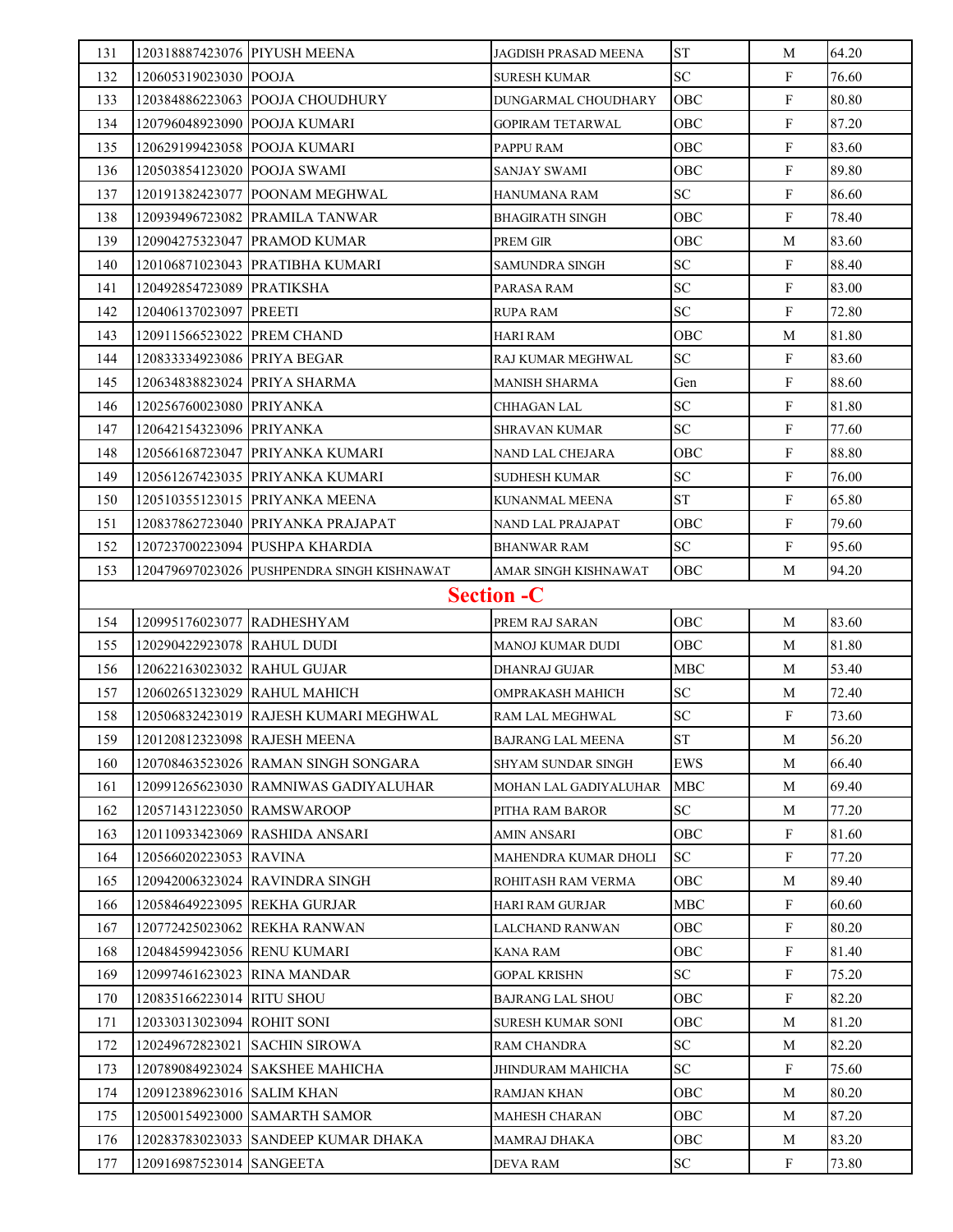| | | | | | | |
|---|---|---|---|---|---|---|
| 131 | 120318887423076 | PIYUSH MEENA | JAGDISH PRASAD MEENA | ST | M | 64.20 |
| 132 | 120605319023030 | POOJA | SURESH KUMAR | SC | F | 76.60 |
| 133 | 120384886223063 | POOJA CHOUDHURY | DUNGARMAL CHOUDHARY | OBC | F | 80.80 |
| 134 | 120796048923090 | POOJA KUMARI | GOPIRAM TETARWAL | OBC | F | 87.20 |
| 135 | 120629199423058 | POOJA KUMARI | PAPPU RAM | OBC | F | 83.60 |
| 136 | 120503854123020 | POOJA SWAMI | SANJAY SWAMI | OBC | F | 89.80 |
| 137 | 120191382423077 | POONAM MEGHWAL | HANUMANA RAM | SC | F | 86.60 |
| 138 | 120939496723082 | PRAMILA TANWAR | BHAGIRATH SINGH | OBC | F | 78.40 |
| 139 | 120904275323047 | PRAMOD KUMAR | PREM GIR | OBC | M | 83.60 |
| 140 | 120106871023043 | PRATIBHA KUMARI | SAMUNDRA SINGH | SC | F | 88.40 |
| 141 | 120492854723089 | PRATIKSHA | PARASA RAM | SC | F | 83.00 |
| 142 | 120406137023097 | PREETI | RUPA RAM | SC | F | 72.80 |
| 143 | 120911566523022 | PREM CHAND | HARI RAM | OBC | M | 81.80 |
| 144 | 120833334923086 | PRIYA BEGAR | RAJ KUMAR MEGHWAL | SC | F | 83.60 |
| 145 | 120634838823024 | PRIYA SHARMA | MANISH SHARMA | Gen | F | 88.60 |
| 146 | 120256760023080 | PRIYANKA | CHHAGAN LAL | SC | F | 81.80 |
| 147 | 120642154323096 | PRIYANKA | SHRAVAN KUMAR | SC | F | 77.60 |
| 148 | 120566168723047 | PRIYANKA KUMARI | NAND LAL CHEJARA | OBC | F | 88.80 |
| 149 | 120561267423035 | PRIYANKA KUMARI | SUDHESH KUMAR | SC | F | 76.00 |
| 150 | 120510355123015 | PRIYANKA MEENA | KUNANMAL MEENA | ST | F | 65.80 |
| 151 | 120837862723040 | PRIYANKA PRAJAPAT | NAND LAL PRAJAPAT | OBC | F | 79.60 |
| 152 | 120723700223094 | PUSHPA KHARDIA | BHANWAR RAM | SC | F | 95.60 |
| 153 | 120479697023026 | PUSHPENDRA SINGH KISHNAWAT | AMAR SINGH KISHNAWAT | OBC | M | 94.20 |
| **Section -C** | | | | | | |
| 154 | 120995176023077 | RADHESHYAM | PREM RAJ SARAN | OBC | M | 83.60 |
| 155 | 120290422923078 | RAHUL DUDI | MANOJ KUMAR DUDI | OBC | M | 81.80 |
| 156 | 120622163023032 | RAHUL GUJAR | DHANRAJ GUJAR | MBC | M | 53.40 |
| 157 | 120602651323029 | RAHUL MAHICH | OMPRAKASH MAHICH | SC | M | 72.40 |
| 158 | 120506832423019 | RAJESH KUMARI MEGHWAL | RAM LAL MEGHWAL | SC | F | 73.60 |
| 159 | 120120812323098 | RAJESH MEENA | BAJRANG LAL MEENA | ST | M | 56.20 |
| 160 | 120708463523026 | RAMAN SINGH SONGARA | SHYAM SUNDAR SINGH | EWS | M | 66.40 |
| 161 | 120991265623030 | RAMNIWAS GADIYALUHAR | MOHAN LAL GADIYALUHAR | MBC | M | 69.40 |
| 162 | 120571431223050 | RAMSWAROOP | PITHA RAM BAROR | SC | M | 77.20 |
| 163 | 120110933423069 | RASHIDA ANSARI | AMIN ANSARI | OBC | F | 81.60 |
| 164 | 120566020223053 | RAVINA | MAHENDRA KUMAR DHOLI | SC | F | 77.20 |
| 165 | 120942006323024 | RAVINDRA SINGH | ROHITASH RAM VERMA | OBC | M | 89.40 |
| 166 | 120584649223095 | REKHA GURJAR | HARI RAM GURJAR | MBC | F | 60.60 |
| 167 | 120772425023062 | REKHA RANWAN | LALCHAND RANWAN | OBC | F | 80.20 |
| 168 | 120484599423056 | RENU KUMARI | KANA RAM | OBC | F | 81.40 |
| 169 | 120997461623023 | RINA MANDAR | GOPAL KRISHN | SC | F | 75.20 |
| 170 | 120835166223014 | RITU SHOU | BAJRANG LAL SHOU | OBC | F | 82.20 |
| 171 | 120330313023094 | ROHIT SONI | SURESH KUMAR SONI | OBC | M | 81.20 |
| 172 | 120249672823021 | SACHIN SIROWA | RAM CHANDRA | SC | M | 82.20 |
| 173 | 120789084923024 | SAKSHEE MAHICHA | JHINDURAM MAHICHA | SC | F | 75.60 |
| 174 | 120912389623016 | SALIM KHAN | RAMJAN KHAN | OBC | M | 80.20 |
| 175 | 120500154923000 | SAMARTH SAMOR | MAHESH CHARAN | OBC | M | 87.20 |
| 176 | 120283783023033 | SANDEEP KUMAR DHAKA | MAMRAJ DHAKA | OBC | M | 83.20 |
| 177 | 120916987523014 | SANGEETA | DEVA RAM | SC | F | 73.80 |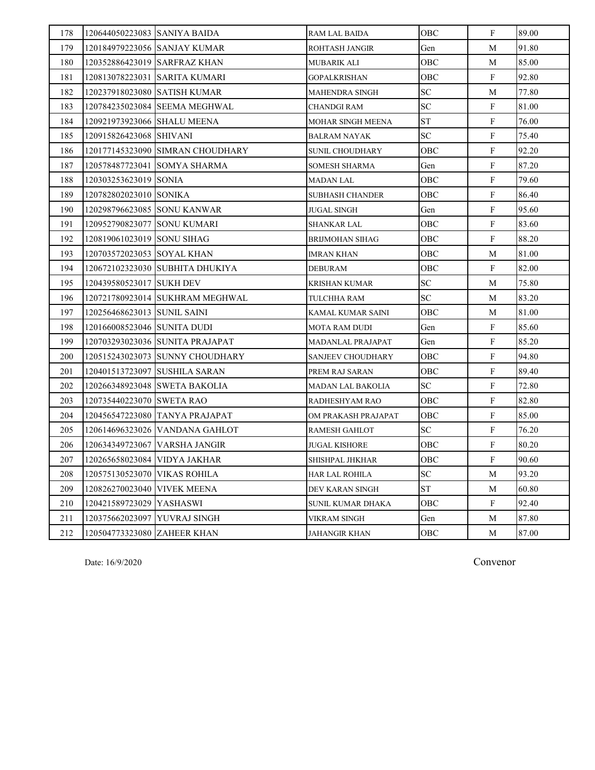| | | | | | | |
|---|---|---|---|---|---|---|
| 178 | 120644050223083 | SANIYA BAIDA | RAM LAL BAIDA | OBC | F | 89.00 |
| 179 | 120184979223056 | SANJAY KUMAR | ROHTASH JANGIR | Gen | M | 91.80 |
| 180 | 120352886423019 | SARFRAZ KHAN | MUBARIK ALI | OBC | M | 85.00 |
| 181 | 120813078223031 | SARITA KUMARI | GOPALKRISHAN | OBC | F | 92.80 |
| 182 | 120237918023080 | SATISH KUMAR | MAHENDRA SINGH | SC | M | 77.80 |
| 183 | 120784235023084 | SEEMA MEGHWAL | CHANDGI RAM | SC | F | 81.00 |
| 184 | 120921973923066 | SHALU MEENA | MOHAR SINGH MEENA | ST | F | 76.00 |
| 185 | 120915826423068 | SHIVANI | BALRAM NAYAK | SC | F | 75.40 |
| 186 | 120177145323090 | SIMRAN CHOUDHARY | SUNIL CHOUDHARY | OBC | F | 92.20 |
| 187 | 120578487723041 | SOMYA SHARMA | SOMESH SHARMA | Gen | F | 87.20 |
| 188 | 120303253623019 | SONIA | MADAN LAL | OBC | F | 79.60 |
| 189 | 120782802023010 | SONIKA | SUBHASH CHANDER | OBC | F | 86.40 |
| 190 | 120298796623085 | SONU KANWAR | JUGAL SINGH | Gen | F | 95.60 |
| 191 | 120952790823077 | SONU KUMARI | SHANKAR LAL | OBC | F | 83.60 |
| 192 | 120819061023019 | SONU SIHAG | BRIJMOHAN SIHAG | OBC | F | 88.20 |
| 193 | 120703572023053 | SOYAL KHAN | IMRAN KHAN | OBC | M | 81.00 |
| 194 | 120672102323030 | SUBHITA DHUKIYA | DEBURAM | OBC | F | 82.00 |
| 195 | 120439580523017 | SUKH DEV | KRISHAN KUMAR | SC | M | 75.80 |
| 196 | 120721780923014 | SUKHRAM MEGHWAL | TULCHHA RAM | SC | M | 83.20 |
| 197 | 120256468623013 | SUNIL SAINI | KAMAL KUMAR SAINI | OBC | M | 81.00 |
| 198 | 120166008523046 | SUNITA DUDI | MOTA RAM DUDI | Gen | F | 85.60 |
| 199 | 120703293023036 | SUNITA PRAJAPAT | MADANLAL PRAJAPAT | Gen | F | 85.20 |
| 200 | 120515243023073 | SUNNY CHOUDHARY | SANJEEV CHOUDHARY | OBC | F | 94.80 |
| 201 | 120401513723097 | SUSHILA SARAN | PREM RAJ SARAN | OBC | F | 89.40 |
| 202 | 120266348923048 | SWETA BAKOLIA | MADAN LAL BAKOLIA | SC | F | 72.80 |
| 203 | 120735440223070 | SWETA RAO | RADHESHYAM RAO | OBC | F | 82.80 |
| 204 | 120456547223080 | TANYA PRAJAPAT | OM PRAKASH PRAJAPAT | OBC | F | 85.00 |
| 205 | 120614696323026 | VANDANA GAHLOT | RAMESH GAHLOT | SC | F | 76.20 |
| 206 | 120634349723067 | VARSHA JANGIR | JUGAL KISHORE | OBC | F | 80.20 |
| 207 | 120265658023084 | VIDYA JAKHAR | SHISHPAL JHKHAR | OBC | F | 90.60 |
| 208 | 120575130523070 | VIKAS ROHILA | HAR LAL ROHILA | SC | M | 93.20 |
| 209 | 120826270023040 | VIVEK MEENA | DEV KARAN SINGH | ST | M | 60.80 |
| 210 | 120421589723029 | YASHASWI | SUNIL KUMAR DHAKA | OBC | F | 92.40 |
| 211 | 120375662023097 | YUVRAJ SINGH | VIKRAM SINGH | Gen | M | 87.80 |
| 212 | 120504773323080 | ZAHEER KHAN | JAHANGIR KHAN | OBC | M | 87.00 |

Date: 16/9/2020

Convenor